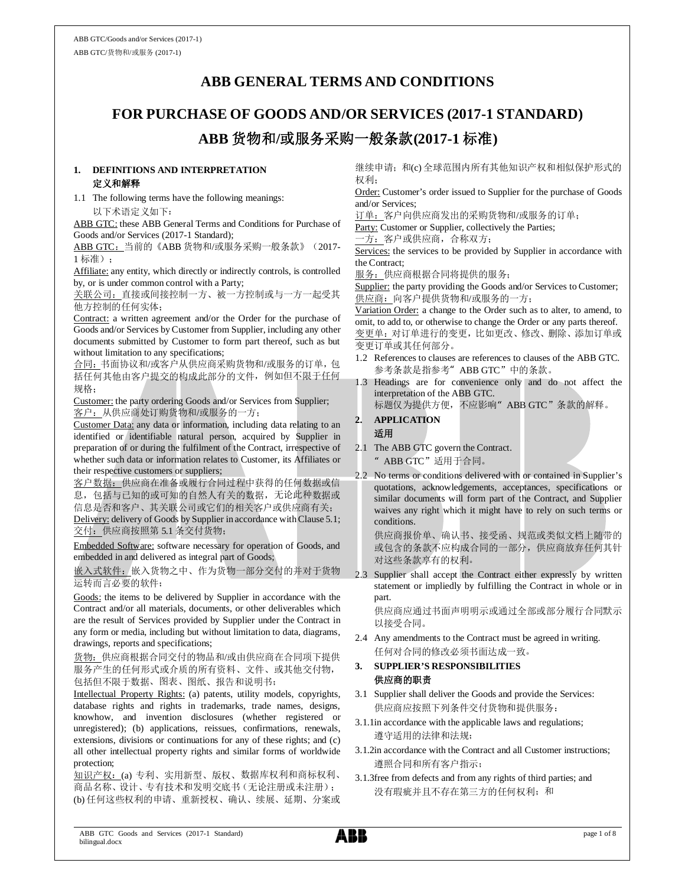# ABB GENERAL TERMS AND CONDITIONS

# FOR PURCHASE OF GOODS AND/OR SERVICES (2017-1 STANDARD)

# ABB 货物和/或服务采购一般条款(2017-1 标准)

## 1. DEFINITIONS AND INTERPRETATION 定义和解释

1.1 The following terms have the following meanings:
以下术语定义如下：

ABB GTC: these ABB General Terms and Conditions for Purchase of Goods and/or Services (2017-1 Standard);
ABB GTC：当前的《ABB 货物和/或服务采购一般条款》（2017-1 标准）；

Affiliate: any entity, which directly or indirectly controls, is controlled by, or is under common control with a Party;
关联公司：直接或间接控制一方、被一方控制或与一方一起受其他方控制的任何实体；

Contract: a written agreement and/or the Order for the purchase of Goods and/or Services by Customer from Supplier, including any other documents submitted by Customer to form part thereof, such as but without limitation to any specifications;
合同：书面协议和/或客户从供应商采购货物和/或服务的订单，包括任何其他由客户提交的构成此部分的文件，例如但不限于任何规格；

Customer: the party ordering Goods and/or Services from Supplier;
客户：从供应商处订购货物和/或服务的一方；

Customer Data: any data or information, including data relating to an identified or identifiable natural person, acquired by Supplier in preparation of or during the fulfilment of the Contract, irrespective of whether such data or information relates to Customer, its Affiliates or their respective customers or suppliers;
客户数据：供应商在准备或履行合同过程中获得的任何数据或信息，包括与已知的或可知的自然人有关的数据，无论此种数据或信息是否和客户、其关联公司或它们的相关客户或供应商有关；

Delivery: delivery of Goods by Supplier in accordance with Clause 5.1;
交付：供应商按照第 5.1 条交付货物；

Embedded Software: software necessary for operation of Goods, and embedded in and delivered as integral part of Goods;
嵌入式软件：嵌入货物之中、作为货物一部分交付的并对于货物运转而言必要的软件；

Goods: the items to be delivered by Supplier in accordance with the Contract and/or all materials, documents, or other deliverables which are the result of Services provided by Supplier under the Contract in any form or media, including but without limitation to data, diagrams, drawings, reports and specifications;
货物：供应商根据合同交付的物品和/或由供应商在合同项下提供服务产生的任何形式或介质的所有资料、文件、或其他交付物，包括但不限于数据、图表、图纸、报告和说明书；

Intellectual Property Rights: (a) patents, utility models, copyrights, database rights and rights in trademarks, trade names, designs, knowhow, and invention disclosures (whether registered or unregistered); (b) applications, reissues, confirmations, renewals, extensions, divisions or continuations for any of these rights; and (c) all other intellectual property rights and similar forms of worldwide protection;
知识产权：(a) 专利、实用新型、版权、数据库权利和商标权利、商品名称、设计、专有技术和发明交底书（无论注册或未注册）；(b) 任何这些权利的申请、重新授权、确认、续展、延期、分案或继续申请；和(c) 全球范围内所有其他知识产权和相似保护形式的权利；

Order: Customer's order issued to Supplier for the purchase of Goods and/or Services;
订单：客户向供应商发出的采购货物和/或服务的订单；

Party: Customer or Supplier, collectively the Parties;
一方：客户或供应商，合称双方；

Services: the services to be provided by Supplier in accordance with the Contract;
服务：供应商根据合同将提供的服务；

Supplier: the party providing the Goods and/or Services to Customer;
供应商：向客户提供货物和/或服务的一方；

Variation Order: a change to the Order such as to alter, to amend, to omit, to add to, or otherwise to change the Order or any parts thereof.
变更单：对订单进行的变更，比如更改、修改、删除、添加订单或变更订单或其任何部分。

1.2 References to clauses are references to clauses of the ABB GTC.
参考条款是指参考" ABB GTC"中的条款。

1.3 Headings are for convenience only and do not affect the interpretation of the ABB GTC.
标题仅为提供方便，不应影响" ABB GTC"条款的解释。

## 2. APPLICATION 适用

2.1 The ABB GTC govern the Contract.
" ABB GTC"适用于合同。

2.2 No terms or conditions delivered with or contained in Supplier's quotations, acknowledgements, acceptances, specifications or similar documents will form part of the Contract, and Supplier waives any right which it might have to rely on such terms or conditions.
供应商报价单、确认书、接受函、规范或类似文档上随带的或包含的条款不应构成合同的一部分，供应商放弃任何其针对于这些条款享有的权利。

2.3 Supplier shall accept the Contract either expressly by written statement or impliedly by fulfilling the Contract in whole or in part.
供应商应通过书面声明明示或通过全部或部分履行合同默示以接受合同。

2.4 Any amendments to the Contract must be agreed in writing.
任何对合同的修改必须书面达成一致。

## 3. SUPPLIER'S RESPONSIBILITIES 供应商的职责

3.1 Supplier shall deliver the Goods and provide the Services:
供应商应按照下列条件交付货物和提供服务：

3.1.1 in accordance with the applicable laws and regulations;
遵守适用的法律和法规；

3.1.2 in accordance with the Contract and all Customer instructions;
遵照合同和所有客户指示；

3.1.3 free from defects and from any rights of third parties; and
没有瑕疵并且不存在第三方的任何权利；和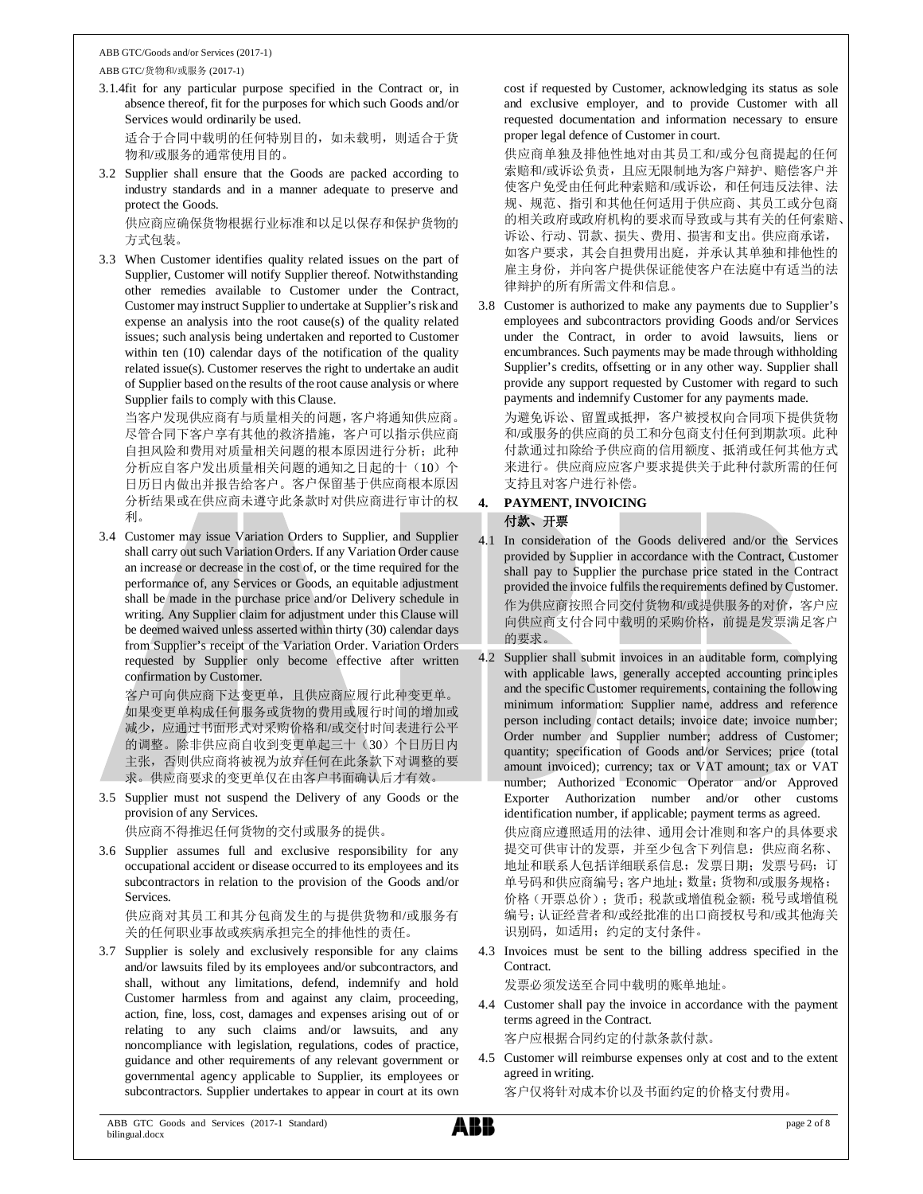3.1.4 fit for any particular purpose specified in the Contract or, in absence thereof, fit for the purposes for which such Goods and/or Services would ordinarily be used.

适合于合同中载明的任何特别目的，如未载明，则适合于货物和/或服务的通常使用目的。

3.2 Supplier shall ensure that the Goods are packed according to industry standards and in a manner adequate to preserve and protect the Goods.

供应商应确保货物根据行业标准和以足以保存和保护货物的方式包装。

3.3 When Customer identifies quality related issues on the part of Supplier, Customer will notify Supplier thereof. Notwithstanding other remedies available to Customer under the Contract, Customer may instruct Supplier to undertake at Supplier's risk and expense an analysis into the root cause(s) of the quality related issues; such analysis being undertaken and reported to Customer within ten (10) calendar days of the notification of the quality related issue(s). Customer reserves the right to undertake an audit of Supplier based on the results of the root cause analysis or where Supplier fails to comply with this Clause.

当客户发现供应商有与质量相关的问题，客户将通知供应商。尽管合同下客户享有其他的救济措施，客户可以指示供应商自担风险和费用对质量相关问题的根本原因进行分析；此种分析应自客户发出质量相关问题的通知之日起的十（10）个日历日内做出并报告给客户。客户保留基于供应商根本原因分析结果或在供应商未遵守此条款时对供应商进行审计的权利。

3.4 Customer may issue Variation Orders to Supplier, and Supplier shall carry out such Variation Orders. If any Variation Order cause an increase or decrease in the cost of, or the time required for the performance of, any Services or Goods, an equitable adjustment shall be made in the purchase price and/or Delivery schedule in writing. Any Supplier claim for adjustment under this Clause will be deemed waived unless asserted within thirty (30) calendar days from Supplier's receipt of the Variation Order. Variation Orders requested by Supplier only become effective after written confirmation by Customer.

客户可向供应商下达变更单，且供应商应履行此种变更单。如果变更单构成任何服务或货物的费用或履行时间的增加或减少，应通过书面形式对采购价格和/或交付时间表进行公平的调整。除非供应商自收到变更单起三十（30）个日历日内主张，否则供应商将被视为放弃任何在此条款下对调整的要求。供应商要求的变更单仅在由客户书面确认后才有效。

3.5 Supplier must not suspend the Delivery of any Goods or the provision of any Services.

供应商不得推迟任何货物的交付或服务的提供。

3.6 Supplier assumes full and exclusive responsibility for any occupational accident or disease occurred to its employees and its subcontractors in relation to the provision of the Goods and/or Services.

供应商对其员工和其分包商发生的与提供货物和/或服务有关的任何职业事故或疾病承担完全的排他性的责任。

3.7 Supplier is solely and exclusively responsible for any claims and/or lawsuits filed by its employees and/or subcontractors, and shall, without any limitations, defend, indemnify and hold Customer harmless from and against any claim, proceeding, action, fine, loss, cost, damages and expenses arising out of or relating to any such claims and/or lawsuits, and any noncompliance with legislation, regulations, codes of practice, guidance and other requirements of any relevant government or governmental agency applicable to Supplier, its employees or subcontractors. Supplier undertakes to appear in court at its own cost if requested by Customer, acknowledging its status as sole and exclusive employer, and to provide Customer with all requested documentation and information necessary to ensure proper legal defence of Customer in court.

供应商单独及排他性地对由其员工和/或分包商提起的任何索赔和/或诉讼负责，且应无限制地为客户辩护、赔偿客户并使客户免受由任何此种索赔和/或诉讼，和任何违反法律、法规、规范、指引和其他任何适用于供应商、其员工或分包商的相关政府或政府机构的要求而导致或与其有关的任何索赔、诉讼、行动、罚款、损失、费用、损害和支出。供应商承诺，如客户要求，其会自担费用出庭，并承认其单独和排他性的雇主身份，并向客户提供保证能使客户在法庭中有适当的法律辩护的所有所需文件和信息。

3.8 Customer is authorized to make any payments due to Supplier's employees and subcontractors providing Goods and/or Services under the Contract, in order to avoid lawsuits, liens or encumbrances. Such payments may be made through withholding Supplier's credits, offsetting or in any other way. Supplier shall provide any support requested by Customer with regard to such payments and indemnify Customer for any payments made.

为避免诉讼、留置或抵押，客户被授权向合同项下提供货物和/或服务的供应商的员工和分包商支付任何到期款项。此种付款通过扣除给予供应商的信用额度、抵消或任何其他方式来进行。供应商应应客户要求提供关于此种付款所需的任何支持且对客户进行补偿。

## 4. PAYMENT, INVOICING

## 付款、开票

4.1 In consideration of the Goods delivered and/or the Services provided by Supplier in accordance with the Contract, Customer shall pay to Supplier the purchase price stated in the Contract provided the invoice fulfils the requirements defined by Customer.

作为供应商按照合同交付货物和/或提供服务的对价，客户应向供应商支付合同中载明的采购价格，前提是发票满足客户的要求。

4.2 Supplier shall submit invoices in an auditable form, complying with applicable laws, generally accepted accounting principles and the specific Customer requirements, containing the following minimum information: Supplier name, address and reference person including contact details; invoice date; invoice number; Order number and Supplier number; address of Customer; quantity; specification of Goods and/or Services; price (total amount invoiced); currency; tax or VAT amount; tax or VAT number; Authorized Economic Operator and/or Approved Exporter Authorization number and/or other customs identification number, if applicable; payment terms as agreed.

供应商应遵照适用的法律、通用会计准则和客户的具体要求提交可供审计的发票，并至少包含下列信息：供应商名称、地址和联系人包括详细联系信息；发票日期；发票号码；订单号码和供应商编号；客户地址；数量；货物和/或服务规格；价格（开票总价）；货币；税款或增值税金额；税号或增值税编号；认证经营者和/或经批准的出口商授权号和/或其他海关识别码，如适用；约定的支付条件。

4.3 Invoices must be sent to the billing address specified in the Contract.

发票必须发送至合同中载明的账单地址。

4.4 Customer shall pay the invoice in accordance with the payment terms agreed in the Contract.

客户应根据合同约定的付款条款付款。

4.5 Customer will reimburse expenses only at cost and to the extent agreed in writing.

客户仅将针对成本价以及书面约定的价格支付费用。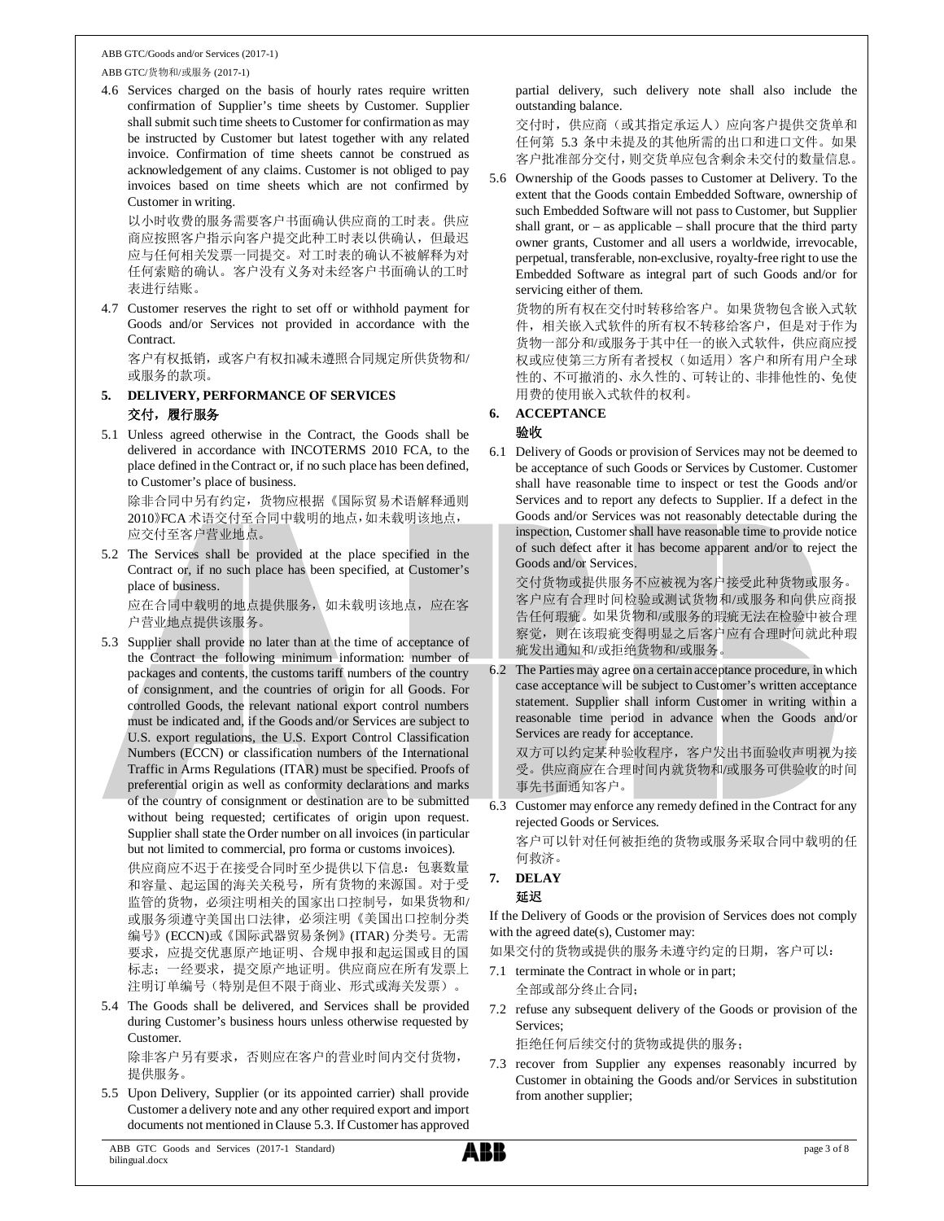4.6 Services charged on the basis of hourly rates require written confirmation of Supplier's time sheets by Customer. Supplier shall submit such time sheets to Customer for confirmation as may be instructed by Customer but latest together with any related invoice. Confirmation of time sheets cannot be construed as acknowledgement of any claims. Customer is not obliged to pay invoices based on time sheets which are not confirmed by Customer in writing.

以小时收费的服务需要客户书面确认供应商的工时表。供应商应按照客户指示向客户提交此种工时表以供确认，但最迟应与任何相关发票一同提交。对工时表的确认不被解释为对任何索赔的确认。客户没有义务对未经客户书面确认的工时表进行结账。

4.7 Customer reserves the right to set off or withhold payment for Goods and/or Services not provided in accordance with the Contract.

客户有权抵销，或客户有权扣减未遵照合同规定所供货物和/或服务的款项。

## 5. DELIVERY, PERFORMANCE OF SERVICES

## 交付，履行服务

5.1 Unless agreed otherwise in the Contract, the Goods shall be delivered in accordance with INCOTERMS 2010 FCA, to the place defined in the Contract or, if no such place has been defined, to Customer's place of business.

除非合同中另有约定，货物应根据《国际贸易术语解释通则2010》FCA 术语交付至合同中载明的地点，如未载明该地点，应交付至客户营业地点。

5.2 The Services shall be provided at the place specified in the Contract or, if no such place has been specified, at Customer's place of business.

应在合同中载明的地点提供服务，如未载明该地点，应在客户营业地点提供该服务。

5.3 Supplier shall provide no later than at the time of acceptance of the Contract the following minimum information: number of packages and contents, the customs tariff numbers of the country of consignment, and the countries of origin for all Goods. For controlled Goods, the relevant national export control numbers must be indicated and, if the Goods and/or Services are subject to U.S. export regulations, the U.S. Export Control Classification Numbers (ECCN) or classification numbers of the International Traffic in Arms Regulations (ITAR) must be specified. Proofs of preferential origin as well as conformity declarations and marks of the country of consignment or destination are to be submitted without being requested; certificates of origin upon request. Supplier shall state the Order number on all invoices (in particular but not limited to commercial, pro forma or customs invoices).

供应商应不迟于在接受合同时至少提供以下信息：包裹数量和容量、起运国的海关关税号，所有货物的来源国。对于受监管的货物，必须注明相关的国家出口控制号，如果货物和/或服务须遵守美国出口法律，必须注明《美国出口控制分类编号》(ECCN)或《国际武器贸易条例》(ITAR) 分类号。无需要求，应提交优惠原产地证明、合规申报和起运国或目的国标志；一经要求，提交原产地证明。供应商应在所有发票上注明订单编号（特别是但不限于商业、形式或海关发票）。

5.4 The Goods shall be delivered, and Services shall be provided during Customer's business hours unless otherwise requested by Customer.

除非客户另有要求，否则应在客户的营业时间内交付货物，提供服务。

5.5 Upon Delivery, Supplier (or its appointed carrier) shall provide Customer a delivery note and any other required export and import documents not mentioned in Clause 5.3. If Customer has approved partial delivery, such delivery note shall also include the outstanding balance.

交付时，供应商（或其指定承运人）应向客户提供交货单和任何第 5.3 条中未提及的其他所需的出口和进口文件。如果客户批准部分交付，则交货单应包含剩余未交付的数量信息。

5.6 Ownership of the Goods passes to Customer at Delivery. To the extent that the Goods contain Embedded Software, ownership of such Embedded Software will not pass to Customer, but Supplier shall grant, or – as applicable – shall procure that the third party owner grants, Customer and all users a worldwide, irrevocable, perpetual, transferable, non-exclusive, royalty-free right to use the Embedded Software as integral part of such Goods and/or for servicing either of them.

货物的所有权在交付时转移给客户。如果货物包含嵌入式软件，相关嵌入式软件的所有权不转移给客户，但是对于作为货物一部分和/或服务于其中任一的嵌入式软件，供应商应授权或应使第三方所有者授权（如适用）客户和所有用户全球性的、不可撤消的、永久性的、可转让的、非排他性的、免使用费的使用嵌入式软件的权利。

## 6. ACCEPTANCE

## 验收

6.1 Delivery of Goods or provision of Services may not be deemed to be acceptance of such Goods or Services by Customer. Customer shall have reasonable time to inspect or test the Goods and/or Services and to report any defects to Supplier. If a defect in the Goods and/or Services was not reasonably detectable during the inspection, Customer shall have reasonable time to provide notice of such defect after it has become apparent and/or to reject the Goods and/or Services.

交付货物或提供服务不应被视为客户接受此种货物或服务。客户应有合理时间检验或测试货物和/或服务和向供应商报告任何瑕疵。如果货物和/或服务的瑕疵无法在检验中被合理察觉，则在该瑕疵变得明显之后客户应有合理时间就此种瑕疵发出通知和/或拒绝货物和/或服务。

6.2 The Parties may agree on a certain acceptance procedure, in which case acceptance will be subject to Customer's written acceptance statement. Supplier shall inform Customer in writing within a reasonable time period in advance when the Goods and/or Services are ready for acceptance.

双方可以约定某种验收程序，客户发出书面验收声明视为接受。供应商应在合理时间内就货物和/或服务可供验收的时间事先书面通知客户。

6.3 Customer may enforce any remedy defined in the Contract for any rejected Goods or Services.

客户可以针对任何被拒绝的货物或服务采取合同中载明的任何救济。

## 7. DELAY

## 延迟

If the Delivery of Goods or the provision of Services does not comply with the agreed date(s), Customer may:

如果交付的货物或提供的服务未遵守约定的日期，客户可以：

7.1 terminate the Contract in whole or in part;

全部或部分终止合同；

7.2 refuse any subsequent delivery of the Goods or provision of the Services;

拒绝任何后续交付的货物或提供的服务；

7.3 recover from Supplier any expenses reasonably incurred by Customer in obtaining the Goods and/or Services in substitution from another supplier;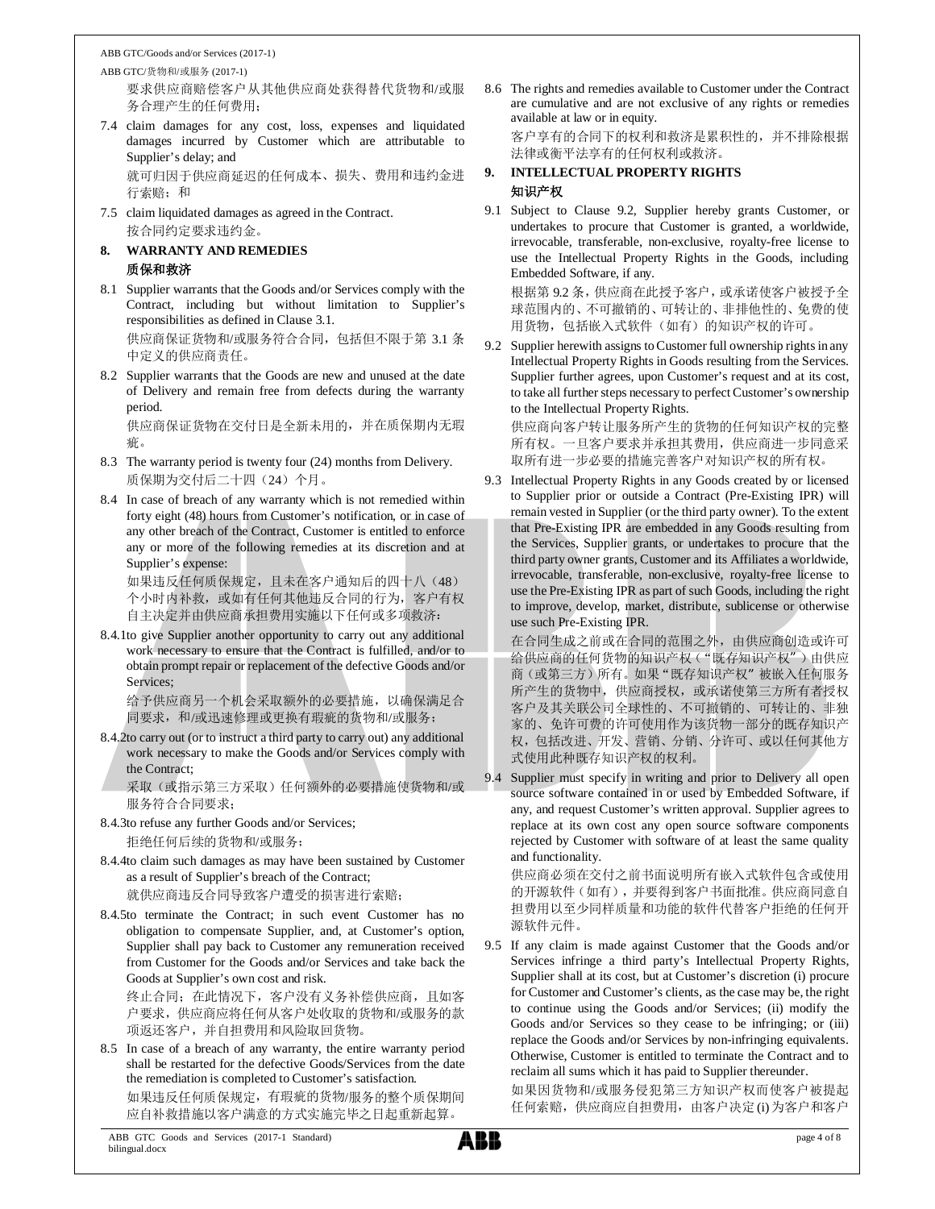要求供应商赔偿客户从其他供应商处获得替代货物和/或服务合理产生的任何费用；

7.4 claim damages for any cost, loss, expenses and liquidated damages incurred by Customer which are attributable to Supplier's delay; and

就可归因于供应商延迟的任何成本、损失、费用和违约金进行索赔；和

7.5 claim liquidated damages as agreed in the Contract.

按合同约定要求违约金。

## 8. WARRANTY AND REMEDIES
## 质保和救济

8.1 Supplier warrants that the Goods and/or Services comply with the Contract, including but without limitation to Supplier's responsibilities as defined in Clause 3.1.

供应商保证货物和/或服务符合合同，包括但不限于第 3.1 条中定义的供应商责任。

8.2 Supplier warrants that the Goods are new and unused at the date of Delivery and remain free from defects during the warranty period.

供应商保证货物在交付日是全新未用的，并在质保期内无瑕疵。

8.3 The warranty period is twenty four (24) months from Delivery.

质保期为交付后二十四（24）个月。

8.4 In case of breach of any warranty which is not remedied within forty eight (48) hours from Customer's notification, or in case of any other breach of the Contract, Customer is entitled to enforce any or more of the following remedies at its discretion and at Supplier's expense:

如果违反任何质保规定，且未在客户通知后的四十八（48）个小时内补救，或如有任何其他违反合同的行为，客户有权自主决定并由供应商承担费用实施以下任何或多项救济：

8.4.1 to give Supplier another opportunity to carry out any additional work necessary to ensure that the Contract is fulfilled, and/or to obtain prompt repair or replacement of the defective Goods and/or Services;

给予供应商另一个机会采取额外的必要措施，以确保满足合同要求，和/或迅速修理或更换有瑕疵的货物和/或服务；

8.4.2 to carry out (or to instruct a third party to carry out) any additional work necessary to make the Goods and/or Services comply with the Contract;

采取（或指示第三方采取）任何额外的必要措施使货物和/或服务符合合同要求；

8.4.3 to refuse any further Goods and/or Services;

拒绝任何后续的货物和/或服务；

8.4.4 to claim such damages as may have been sustained by Customer as a result of Supplier's breach of the Contract;

就供应商违反合同导致客户遭受的损害进行索赔；

8.4.5 to terminate the Contract; in such event Customer has no obligation to compensate Supplier, and, at Customer's option, Supplier shall pay back to Customer any remuneration received from Customer for the Goods and/or Services and take back the Goods at Supplier's own cost and risk.

终止合同；在此情况下，客户没有义务补偿供应商，且如客户要求，供应商应将任何从客户处收取的货物和/或服务的款项返还客户，并自担费用和风险取回货物。

8.5 In case of a breach of any warranty, the entire warranty period shall be restarted for the defective Goods/Services from the date the remediation is completed to Customer's satisfaction.

如果违反任何质保规定，有瑕疵的货物/服务的整个质保期间应自补救措施以客户满意的方式实施完毕之日起重新起算。

8.6 The rights and remedies available to Customer under the Contract are cumulative and are not exclusive of any rights or remedies available at law or in equity.

客户享有的合同下的权利和救济是累积性的，并不排除根据法律或衡平法享有的任何权利或救济。

## 9. INTELLECTUAL PROPERTY RIGHTS
## 知识产权

9.1 Subject to Clause 9.2, Supplier hereby grants Customer, or undertakes to procure that Customer is granted, a worldwide, irrevocable, transferable, non-exclusive, royalty-free license to use the Intellectual Property Rights in the Goods, including Embedded Software, if any.

根据第 9.2 条，供应商在此授予客户，或承诺使客户被授予全球范围内的、不可撤销的、可转让的、非排他性的、免费的使用货物，包括嵌入式软件（如有）的知识产权的许可。

9.2 Supplier herewith assigns to Customer full ownership rights in any Intellectual Property Rights in Goods resulting from the Services. Supplier further agrees, upon Customer's request and at its cost, to take all further steps necessary to perfect Customer's ownership to the Intellectual Property Rights.

供应商向客户转让服务所产生的货物的任何知识产权的完整所有权。一旦客户要求并承担其费用，供应商进一步同意采取所有进一步必要的措施完善客户对知识产权的所有权。

9.3 Intellectual Property Rights in any Goods created by or licensed to Supplier prior or outside a Contract (Pre-Existing IPR) will remain vested in Supplier (or the third party owner). To the extent that Pre-Existing IPR are embedded in any Goods resulting from the Services, Supplier grants, or undertakes to procure that the third party owner grants, Customer and its Affiliates a worldwide, irrevocable, transferable, non-exclusive, royalty-free license to use the Pre-Existing IPR as part of such Goods, including the right to improve, develop, market, distribute, sublicense or otherwise use such Pre-Existing IPR.

在合同生成之前或在合同的范围之外，由供应商创造或许可给供应商的任何货物的知识产权（"既存知识产权"）由供应商（或第三方）所有。如果"既存知识产权"被嵌入任何服务所产生的货物中，供应商授权，或承诺使第三方所有者授权客户及其关联公司全球性的、不可撤销的、可转让的、非独家的、免许可费的许可使用作为该货物一部分的既存知识产权，包括改进、开发、营销、分销、分许可、或以任何其他方式使用此种既存知识产权的权利。

9.4 Supplier must specify in writing and prior to Delivery all open source software contained in or used by Embedded Software, if any, and request Customer's written approval. Supplier agrees to replace at its own cost any open source software components rejected by Customer with software of at least the same quality and functionality.

供应商必须在交付之前书面说明所有嵌入式软件包含或使用的开源软件（如有），并要得到客户书面批准。供应商同意自担费用以至少同样质量和功能的软件代替客户拒绝的任何开源软件元件。

9.5 If any claim is made against Customer that the Goods and/or Services infringe a third party's Intellectual Property Rights, Supplier shall at its cost, but at Customer's discretion (i) procure for Customer and Customer's clients, as the case may be, the right to continue using the Goods and/or Services; (ii) modify the Goods and/or Services so they cease to be infringing; or (iii) replace the Goods and/or Services by non-infringing equivalents. Otherwise, Customer is entitled to terminate the Contract and to reclaim all sums which it has paid to Supplier thereunder.

如果因货物和/或服务侵犯第三方知识产权而使客户被提起任何索赔，供应商应自担费用，由客户决定 (i) 为客户和客户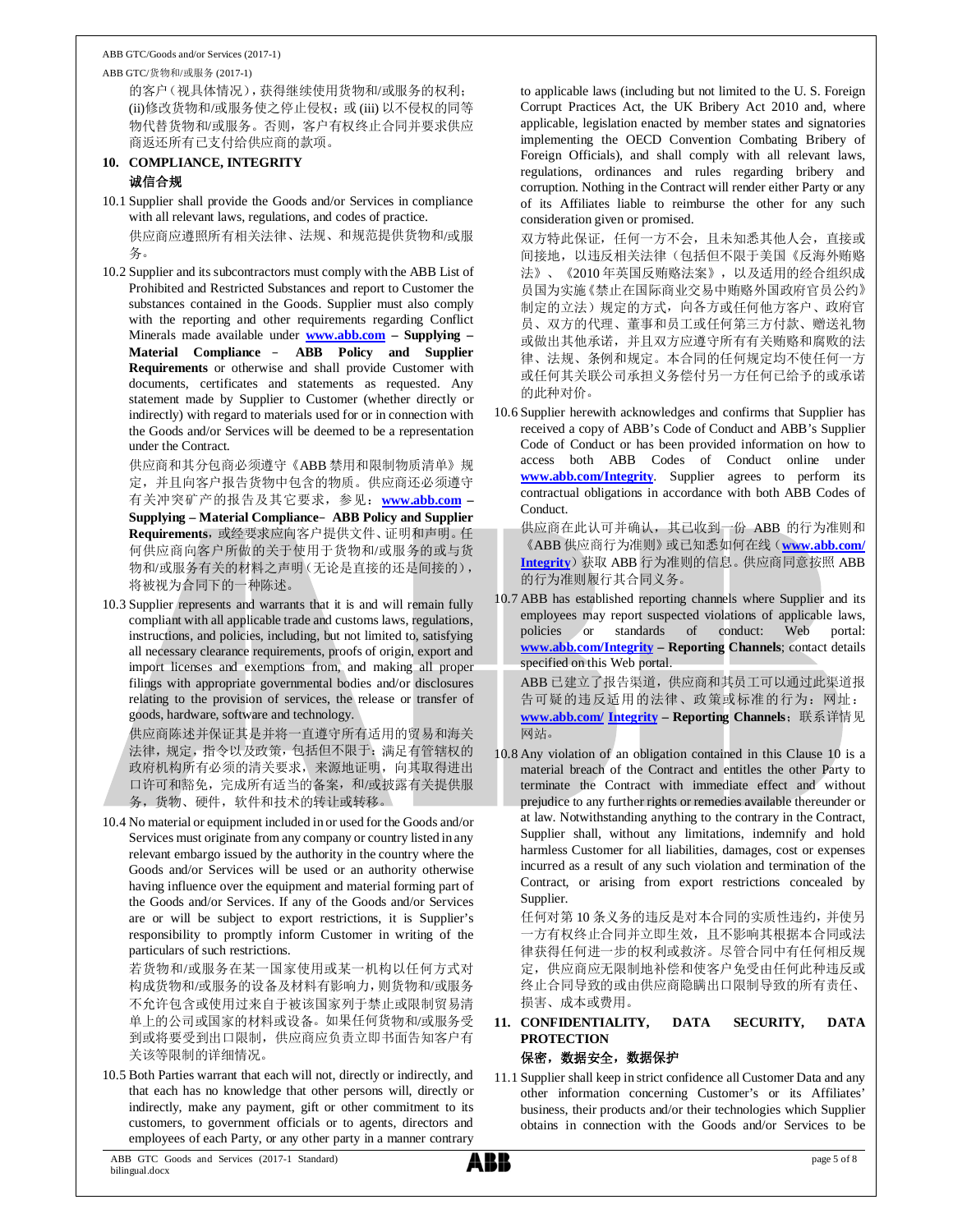的客户（视具体情况），获得继续使用货物和/或服务的权利；(ii)修改货物和/或服务使之停止侵权；或 (iii) 以不侵权的同等物代替货物和/或服务。否则，客户有权终止合同并要求供应商返还所有已支付给供应商的款项。

## 10. COMPLIANCE, INTEGRITY
## 诚信合规

10.1 Supplier shall provide the Goods and/or Services in compliance with all relevant laws, regulations, and codes of practice.

供应商应遵照所有相关法律、法规、和规范提供货物和/或服务。

10.2 Supplier and its subcontractors must comply with the ABB List of Prohibited and Restricted Substances and report to Customer the substances contained in the Goods. Supplier must also comply with the reporting and other requirements regarding Conflict Minerals made available under **www.abb.com – Supplying – Material Compliance – ABB Policy and Supplier Requirements** or otherwise and shall provide Customer with documents, certificates and statements as requested. Any statement made by Supplier to Customer (whether directly or indirectly) with regard to materials used for or in connection with the Goods and/or Services will be deemed to be a representation under the Contract.

供应商和其分包商必须遵守《ABB 禁用和限制物质清单》规定，并且向客户报告货物中包含的物质。供应商还必须遵守有关冲突矿产的报告及其它要求，参见：**www.abb.com – Supplying – Material Compliance– ABB Policy and Supplier Requirements**，或经要求应向客户提供文件、证明和声明。任何供应商向客户所做的关于使用于货物和/或服务的或与货物和/或服务有关的材料之声明（无论是直接的还是间接的），将被视为合同下的一种陈述。

10.3 Supplier represents and warrants that it is and will remain fully compliant with all applicable trade and customs laws, regulations, instructions, and policies, including, but not limited to, satisfying all necessary clearance requirements, proofs of origin, export and import licenses and exemptions from, and making all proper filings with appropriate governmental bodies and/or disclosures relating to the provision of services, the release or transfer of goods, hardware, software and technology.

供应商陈述并保证其是并将一直遵守所有适用的贸易和海关法律，规定，指令以及政策，包括但不限于：满足有管辖权的政府机构所有必须的清关要求，来源地证明，向其取得进出口许可和豁免，完成所有适当的备案，和/或披露有关提供服务，货物、硬件，软件和技术的转让或转移。

10.4 No material or equipment included in or used for the Goods and/or Services must originate from any company or country listed in any relevant embargo issued by the authority in the country where the Goods and/or Services will be used or an authority otherwise having influence over the equipment and material forming part of the Goods and/or Services. If any of the Goods and/or Services are or will be subject to export restrictions, it is Supplier's responsibility to promptly inform Customer in writing of the particulars of such restrictions.

若货物和/或服务在某一国家使用或某一机构以任何方式对构成货物和/或服务的设备及材料有影响力，则货物和/或服务不允许包含或使用过来自于被该国家列于禁止或限制贸易清单上的公司或国家的材料或设备。如果任何货物和/或服务受到或将要受到出口限制，供应商应负责立即书面告知客户有关该等限制的详细情况。

10.5 Both Parties warrant that each will not, directly or indirectly, and that each has no knowledge that other persons will, directly or indirectly, make any payment, gift or other commitment to its customers, to government officials or to agents, directors and employees of each Party, or any other party in a manner contrary to applicable laws (including but not limited to the U. S. Foreign Corrupt Practices Act, the UK Bribery Act 2010 and, where applicable, legislation enacted by member states and signatories implementing the OECD Convention Combating Bribery of Foreign Officials), and shall comply with all relevant laws, regulations, ordinances and rules regarding bribery and corruption. Nothing in the Contract will render either Party or any of its Affiliates liable to reimburse the other for any such consideration given or promised.

双方特此保证，任何一方不会，且未知悉其他人会，直接或间接地，以违反相关法律（包括但不限于美国《反海外贿赂法》、《2010 年英国反贿赂法案》，以及适用的经合组织成员国为实施《禁止在国际商业交易中贿赂外国政府官员公约》制定的立法）规定的方式，向各方或任何他方客户、政府官员、双方的代理、董事和员工或任何第三方付款、赠送礼物或做出其他承诺，并且双方应遵守所有有关贿赂和腐败的法律、法规、条例和规定。本合同的任何规定均不使任何一方或任何其关联公司承担义务偿付另一方任何已给予的或承诺的此种对价。

10.6 Supplier herewith acknowledges and confirms that Supplier has received a copy of ABB's Code of Conduct and ABB's Supplier Code of Conduct or has been provided information on how to access both ABB Codes of Conduct online under **www.abb.com/Integrity**. Supplier agrees to perform its contractual obligations in accordance with both ABB Codes of Conduct.

供应商在此认可并确认，其已收到一份 ABB 的行为准则和《ABB 供应商行为准则》或已知悉如何在线（**www.abb.com/ Integrity**）获取 ABB 行为准则的信息。供应商同意按照 ABB 的行为准则履行其合同义务。

10.7 ABB has established reporting channels where Supplier and its employees may report suspected violations of applicable laws, policies or standards of conduct: Web portal: **www.abb.com/Integrity – Reporting Channels**; contact details specified on this Web portal.

ABB 已建立了报告渠道，供应商和其员工可以通过此渠道报告可疑的违反适用的法律、政策或标准的行为：网址：**www.abb.com/ Integrity – Reporting Channels**；联系详情见网站。

10.8 Any violation of an obligation contained in this Clause 10 is a material breach of the Contract and entitles the other Party to terminate the Contract with immediate effect and without prejudice to any further rights or remedies available thereunder or at law. Notwithstanding anything to the contrary in the Contract, Supplier shall, without any limitations, indemnify and hold harmless Customer for all liabilities, damages, cost or expenses incurred as a result of any such violation and termination of the Contract, or arising from export restrictions concealed by Supplier.

任何对第 10 条义务的违反是对本合同的实质性违约，并使另一方有权终止合同并立即生效，且不影响其根据本合同或法律获得任何进一步的权利或救济。尽管合同中有任何相反规定，供应商应无限制地补偿和使客户免受由任何此种违反或终止合同导致的或由供应商隐瞒出口限制导致的所有责任、损害、成本或费用。

## 11. CONFIDENTIALITY, DATA SECURITY, DATA PROTECTION
## 保密，数据安全，数据保护

11.1 Supplier shall keep in strict confidence all Customer Data and any other information concerning Customer's or its Affiliates' business, their products and/or their technologies which Supplier obtains in connection with the Goods and/or Services to be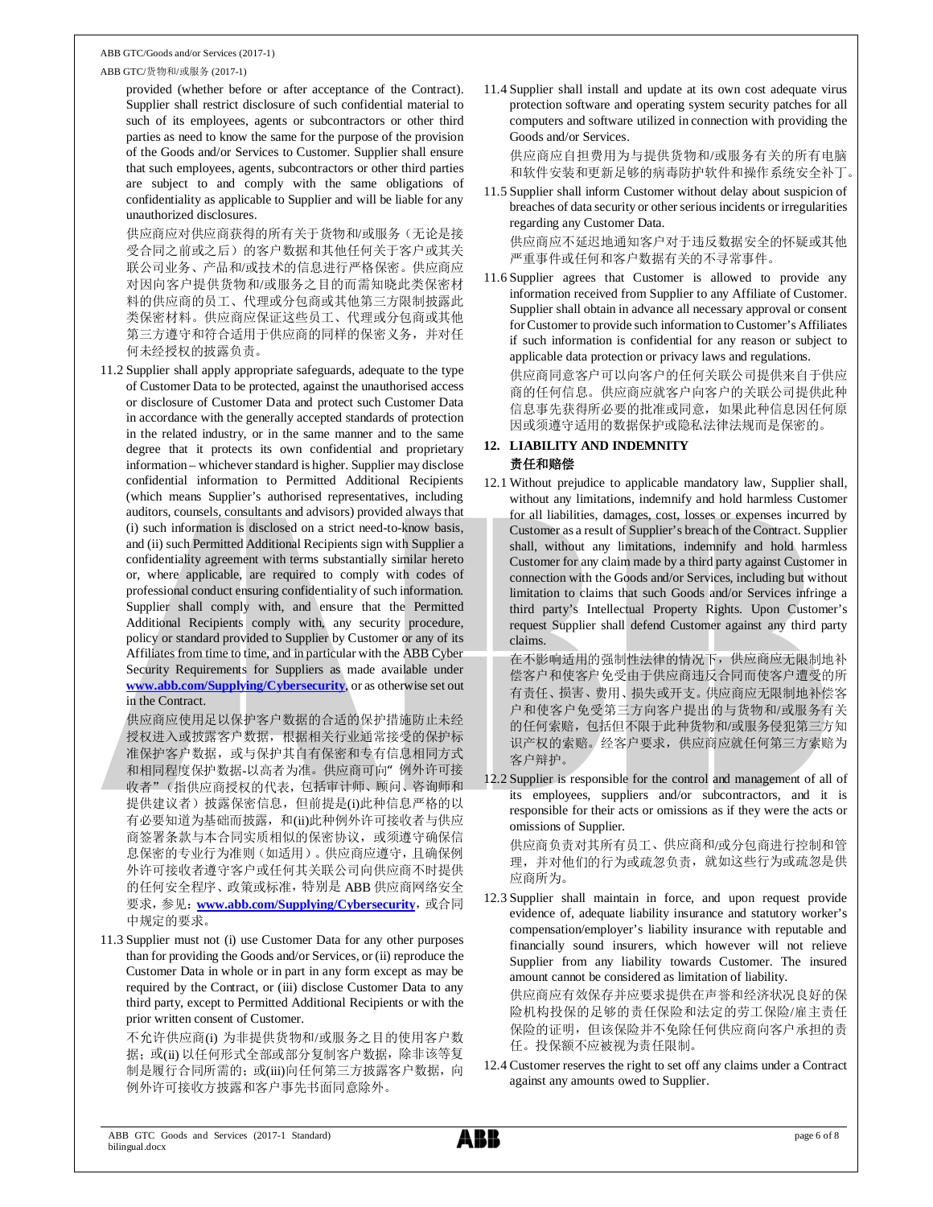provided (whether before or after acceptance of the Contract). Supplier shall restrict disclosure of such confidential material to such of its employees, agents or subcontractors or other third parties as need to know the same for the purpose of the provision of the Goods and/or Services to Customer. Supplier shall ensure that such employees, agents, subcontractors or other third parties are subject to and comply with the same obligations of confidentiality as applicable to Supplier and will be liable for any unauthorized disclosures.

供应商应对供应商获得的所有关于货物和/或服务（无论是接受合同之前或之后）的客户数据和其他任何关于客户或其关联公司业务、产品和/或技术的信息进行严格保密。供应商应对因向客户提供货物和/或服务之目的而需知晓此类保密材料的供应商的员工、代理或分包商或其他第三方限制披露此类保密材料。供应商应保证这些员工、代理或分包商或其他第三方遵守和符合适用于供应商的同样的保密义务，并对任何未经授权的披露负责。

11.2 Supplier shall apply appropriate safeguards, adequate to the type of Customer Data to be protected, against the unauthorised access or disclosure of Customer Data and protect such Customer Data in accordance with the generally accepted standards of protection in the related industry, or in the same manner and to the same degree that it protects its own confidential and proprietary information – whichever standard is higher. Supplier may disclose confidential information to Permitted Additional Recipients (which means Supplier's authorised representatives, including auditors, counsels, consultants and advisors) provided always that (i) such information is disclosed on a strict need-to-know basis, and (ii) such Permitted Additional Recipients sign with Supplier a confidentiality agreement with terms substantially similar hereto or, where applicable, are required to comply with codes of professional conduct ensuring confidentiality of such information. Supplier shall comply with, and ensure that the Permitted Additional Recipients comply with, any security procedure, policy or standard provided to Supplier by Customer or any of its Affiliates from time to time, and in particular with the ABB Cyber Security Requirements for Suppliers as made available under **www.abb.com/Supplying/Cybersecurity**, or as otherwise set out in the Contract.

供应商应使用足以保护客户数据的合适的保护措施防止未经授权进入或披露客户数据，根据相关行业通常接受的保护标准保护客户数据，或与保护其自有保密和专有信息相同方式和相同程度保护数据-以高者为准。供应商可向"例外许可接收者"（指供应商授权的代表，包括审计师、顾问、咨询师和提供建议者）披露保密信息，但前提是(i)此种信息严格的以有必要知道为基础而披露，和(ii)此种例外许可接收者与供应商签署条款与本合同实质相似的保密协议，或须遵守确保信息保密的专业行为准则（如适用）。供应商应遵守，且确保例外许可接收者遵守客户或任何其关联公司向供应商不时提供的任何安全程序、政策或标准，特别是 ABB 供应商网络安全要求，参见：**www.abb.com/Supplying/Cybersecurity**，或合同中规定的要求。

11.3 Supplier must not (i) use Customer Data for any other purposes than for providing the Goods and/or Services, or (ii) reproduce the Customer Data in whole or in part in any form except as may be required by the Contract, or (iii) disclose Customer Data to any third party, except to Permitted Additional Recipients or with the prior written consent of Customer.

不允许供应商(i) 为非提供货物和/或服务之目的使用客户数据；或(ii) 以任何形式全部或部分复制客户数据，除非该等复制是履行合同所需的；或(iii)向任何第三方披露客户数据，向例外许可接收方披露和客户事先书面同意除外。

11.4 Supplier shall install and update at its own cost adequate virus protection software and operating system security patches for all computers and software utilized in connection with providing the Goods and/or Services.

供应商应自担费用为与提供货物和/或服务有关的所有电脑和软件安装和更新足够的病毒防护软件和操作系统安全补丁。

11.5 Supplier shall inform Customer without delay about suspicion of breaches of data security or other serious incidents or irregularities regarding any Customer Data.

供应商应不延迟地通知客户对于违反数据安全的怀疑或其他严重事件或任何和客户数据有关的不寻常事件。

11.6 Supplier agrees that Customer is allowed to provide any information received from Supplier to any Affiliate of Customer. Supplier shall obtain in advance all necessary approval or consent for Customer to provide such information to Customer's Affiliates if such information is confidential for any reason or subject to applicable data protection or privacy laws and regulations.

供应商同意客户可以向客户的任何关联公司提供来自于供应商的任何信息。供应商应就客户向客户的关联公司提供此种信息事先获得所必要的批准或同意，如果此种信息因任何原因或须遵守适用的数据保护或隐私法律法规而是保密的。

## 12. LIABILITY AND INDEMNITY
## 责任和赔偿

12.1 Without prejudice to applicable mandatory law, Supplier shall, without any limitations, indemnify and hold harmless Customer for all liabilities, damages, cost, losses or expenses incurred by Customer as a result of Supplier's breach of the Contract. Supplier shall, without any limitations, indemnify and hold harmless Customer for any claim made by a third party against Customer in connection with the Goods and/or Services, including but without limitation to claims that such Goods and/or Services infringe a third party's Intellectual Property Rights. Upon Customer's request Supplier shall defend Customer against any third party claims.

在不影响适用的强制性法律的情况下，供应商应无限制地补偿客户和使客户免受由于供应商违反合同而使客户遭受的所有责任、损害、费用、损失或开支。供应商应无限制地补偿客户和使客户免受第三方向客户提出的与货物和/或服务有关的任何索赔，包括但不限于此种货物和/或服务侵犯第三方知识产权的索赔。经客户要求，供应商应就任何第三方索赔为客户辩护。

12.2 Supplier is responsible for the control and management of all of its employees, suppliers and/or subcontractors, and it is responsible for their acts or omissions as if they were the acts or omissions of Supplier.

供应商负责对其所有员工、供应商和/或分包商进行控制和管理，并对他们的行为或疏忽负责，就如这些行为或疏忽是供应商所为。

12.3 Supplier shall maintain in force, and upon request provide evidence of, adequate liability insurance and statutory worker's compensation/employer's liability insurance with reputable and financially sound insurers, which however will not relieve Supplier from any liability towards Customer. The insured amount cannot be considered as limitation of liability.

供应商应有效保存并应要求提供在声誉和经济状况良好的保险机构投保的足够的责任保险和法定的劳工保险/雇主责任保险的证明，但该保险并不免除任何供应商向客户承担的责任。投保额不应被视为责任限制。

12.4 Customer reserves the right to set off any claims under a Contract against any amounts owed to Supplier.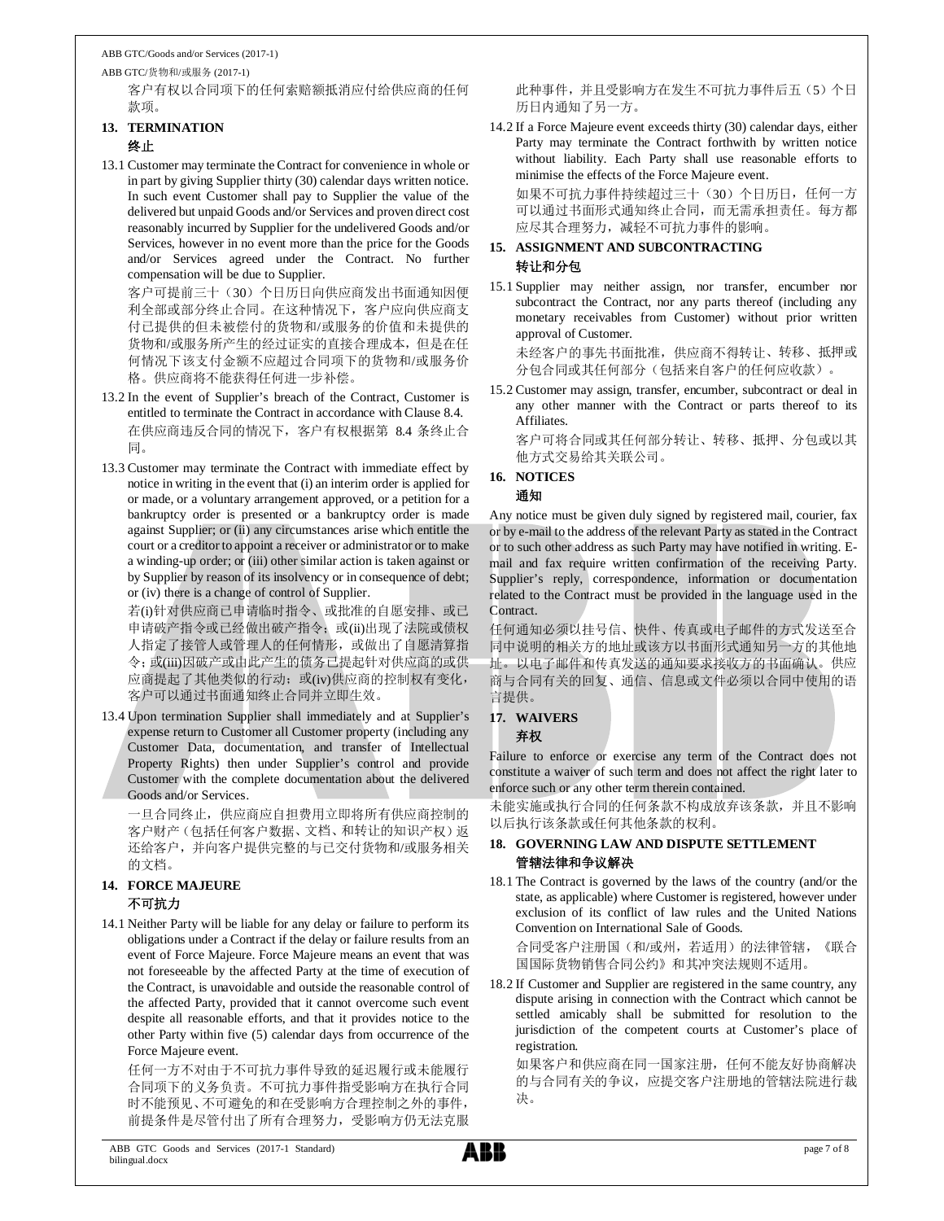客户有权以合同项下的任何索赔额抵消应付给供应商的任何款项。

## 13. TERMINATION
## 终止

13.1 Customer may terminate the Contract for convenience in whole or in part by giving Supplier thirty (30) calendar days written notice. In such event Customer shall pay to Supplier the value of the delivered but unpaid Goods and/or Services and proven direct cost reasonably incurred by Supplier for the undelivered Goods and/or Services, however in no event more than the price for the Goods and/or Services agreed under the Contract. No further compensation will be due to Supplier.

客户可提前三十（30）个日历日向供应商发出书面通知因便利全部或部分终止合同。在这种情况下，客户应向供应商支付已提供的但未被偿付的货物和/或服务的价值和未提供的货物和/或服务所产生的经过证实的直接合理成本，但是在任何情况下该支付金额不应超过合同项下的货物和/或服务价格。供应商将不能获得任何进一步补偿。

13.2 In the event of Supplier's breach of the Contract, Customer is entitled to terminate the Contract in accordance with Clause 8.4.

在供应商违反合同的情况下，客户有权根据第 8.4 条终止合同。

13.3 Customer may terminate the Contract with immediate effect by notice in writing in the event that (i) an interim order is applied for or made, or a voluntary arrangement approved, or a petition for a bankruptcy order is presented or a bankruptcy order is made against Supplier; or (ii) any circumstances arise which entitle the court or a creditor to appoint a receiver or administrator or to make a winding-up order; or (iii) other similar action is taken against or by Supplier by reason of its insolvency or in consequence of debt; or (iv) there is a change of control of Supplier.

若(i)针对供应商已申请临时指令、或批准的自愿安排、或已申请破产指令或已经做出破产指令；或(ii)出现了法院或债权人指定了接管人或管理人的任何情形，或做出了自愿清算指令；或(iii)因破产或由此产生的债务已提起针对供应商的或供应商提起了其他类似的行动；或(iv)供应商的控制权有变化，客户可以通过书面通知终止合同并立即生效。

13.4 Upon termination Supplier shall immediately and at Supplier's expense return to Customer all Customer property (including any Customer Data, documentation, and transfer of Intellectual Property Rights) then under Supplier's control and provide Customer with the complete documentation about the delivered Goods and/or Services.

一旦合同终止，供应商应自担费用立即将所有供应商控制的客户财产（包括任何客户数据、文档、和转让的知识产权）返还给客户，并向客户提供完整的与已交付货物和/或服务相关的文档。

## 14. FORCE MAJEURE
## 不可抗力

14.1 Neither Party will be liable for any delay or failure to perform its obligations under a Contract if the delay or failure results from an event of Force Majeure. Force Majeure means an event that was not foreseeable by the affected Party at the time of execution of the Contract, is unavoidable and outside the reasonable control of the affected Party, provided that it cannot overcome such event despite all reasonable efforts, and that it provides notice to the other Party within five (5) calendar days from occurrence of the Force Majeure event.

任何一方不对由于不可抗力事件导致的延迟履行或未能履行合同项下的义务负责。不可抗力事件指受影响方在执行合同时不能预见、不可避免的和在受影响方合理控制之外的事件，前提条件是尽管付出了所有合理努力，受影响方仍无法克服此种事件，并且受影响方在发生不可抗力事件后五（5）个日历日内通知了另一方。

14.2 If a Force Majeure event exceeds thirty (30) calendar days, either Party may terminate the Contract forthwith by written notice without liability. Each Party shall use reasonable efforts to minimise the effects of the Force Majeure event.

如果不可抗力事件持续超过三十（30）个日历日，任何一方可以通过书面形式通知终止合同，而无需承担责任。每方都应尽其合理努力，减轻不可抗力事件的影响。

## 15. ASSIGNMENT AND SUBCONTRACTING
## 转让和分包

15.1 Supplier may neither assign, nor transfer, encumber nor subcontract the Contract, nor any parts thereof (including any monetary receivables from Customer) without prior written approval of Customer.

未经客户的事先书面批准，供应商不得转让、转移、抵押或分包合同或其任何部分（包括来自客户的任何应收款）。

15.2 Customer may assign, transfer, encumber, subcontract or deal in any other manner with the Contract or parts thereof to its Affiliates.

客户可将合同或其任何部分转让、转移、抵押、分包或以其他方式交易给其关联公司。

## 16. NOTICES
## 通知

Any notice must be given duly signed by registered mail, courier, fax or by e-mail to the address of the relevant Party as stated in the Contract or to such other address as such Party may have notified in writing. E-mail and fax require written confirmation of the receiving Party. Supplier's reply, correspondence, information or documentation related to the Contract must be provided in the language used in the Contract.

任何通知必须以挂号信、快件、传真或电子邮件的方式发送至合同中说明的相关方的地址或该方以书面形式通知另一方的其他地址。以电子邮件和传真发送的通知要求接收方的书面确认。供应商与合同有关的回复、通信、信息或文件必须以合同中使用的语言提供。

## 17. WAIVERS
## 弃权

Failure to enforce or exercise any term of the Contract does not constitute a waiver of such term and does not affect the right later to enforce such or any other term therein contained.

未能实施或执行合同的任何条款不构成放弃该条款，并且不影响以后执行该条款或任何其他条款的权利。

## 18. GOVERNING LAW AND DISPUTE SETTLEMENT
## 管辖法律和争议解决

18.1 The Contract is governed by the laws of the country (and/or the state, as applicable) where Customer is registered, however under exclusion of its conflict of law rules and the United Nations Convention on International Sale of Goods.

合同受客户注册国（和/或州，若适用）的法律管辖，《联合国国际货物销售合同公约》和其冲突法规则不适用。

18.2 If Customer and Supplier are registered in the same country, any dispute arising in connection with the Contract which cannot be settled amicably shall be submitted for resolution to the jurisdiction of the competent courts at Customer's place of registration.

如果客户和供应商在同一国家注册，任何不能友好协商解决的与合同有关的争议，应提交客户注册地的管辖法院进行裁决。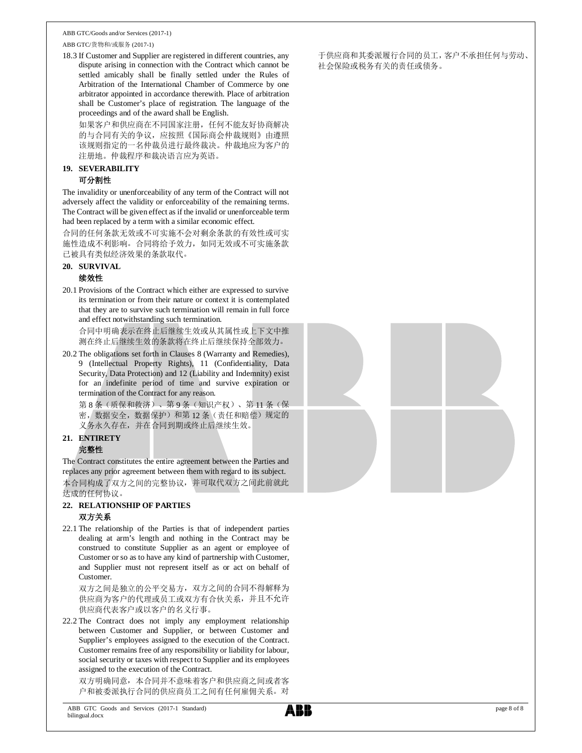18.3 If Customer and Supplier are registered in different countries, any dispute arising in connection with the Contract which cannot be settled amicably shall be finally settled under the Rules of Arbitration of the International Chamber of Commerce by one arbitrator appointed in accordance therewith. Place of arbitration shall be Customer's place of registration. The language of the proceedings and of the award shall be English.

如果客户和供应商在不同国家注册，任何不能友好协商解决的与合同有关的争议，应按照《国际商会仲裁规则》由遵照该规则指定的一名仲裁员进行最终裁决。仲裁地应为客户的注册地。仲裁程序和裁决语言应为英语。

## 19. SEVERABILITY
## 可分割性

The invalidity or unenforceability of any term of the Contract will not adversely affect the validity or enforceability of the remaining terms. The Contract will be given effect as if the invalid or unenforceable term had been replaced by a term with a similar economic effect.

合同的任何条款无效或不可实施不会对剩余条款的有效性或可实施性造成不利影响。合同将给予效力，如同无效或不可实施条款已被具有类似经济效果的条款取代。

## 20. SURVIVAL
## 续效性

20.1 Provisions of the Contract which either are expressed to survive its termination or from their nature or context it is contemplated that they are to survive such termination will remain in full force and effect notwithstanding such termination.

合同中明确表示在终止后继续生效或从其属性或上下文中推测在终止后继续生效的条款将在终止后继续保持全部效力。

20.2 The obligations set forth in Clauses 8 (Warranty and Remedies), 9 (Intellectual Property Rights), 11 (Confidentiality, Data Security, Data Protection) and 12 (Liability and Indemnity) exist for an indefinite period of time and survive expiration or termination of the Contract for any reason.

第 8 条（质保和救济）、第 9 条（知识产权）、第 11 条（保密，数据安全，数据保护）和第 12 条（责任和赔偿）规定的义务永久存在，并在合同到期或终止后继续生效。

## 21. ENTIRETY
## 完整性

The Contract constitutes the entire agreement between the Parties and replaces any prior agreement between them with regard to its subject.

本合同构成了双方之间的完整协议，并可取代双方之间此前就此达成的任何协议。

## 22. RELATIONSHIP OF PARTIES
## 双方关系

22.1 The relationship of the Parties is that of independent parties dealing at arm's length and nothing in the Contract may be construed to constitute Supplier as an agent or employee of Customer or so as to have any kind of partnership with Customer, and Supplier must not represent itself as or act on behalf of Customer.

双方之间是独立的公平交易方，双方之间的合同不得解释为供应商为客户的代理或员工或双方有合伙关系，并且不允许供应商代表客户或以客户的名义行事。

22.2 The Contract does not imply any employment relationship between Customer and Supplier, or between Customer and Supplier's employees assigned to the execution of the Contract. Customer remains free of any responsibility or liability for labour, social security or taxes with respect to Supplier and its employees assigned to the execution of the Contract.

双方明确同意，本合同并不意味着客户和供应商之间或者客户和被委派执行合同的供应商员工之间有任何雇佣关系。对于供应商和其委派履行合同的员工，客户不承担任何与劳动、社会保险或税务有关的责任或债务。